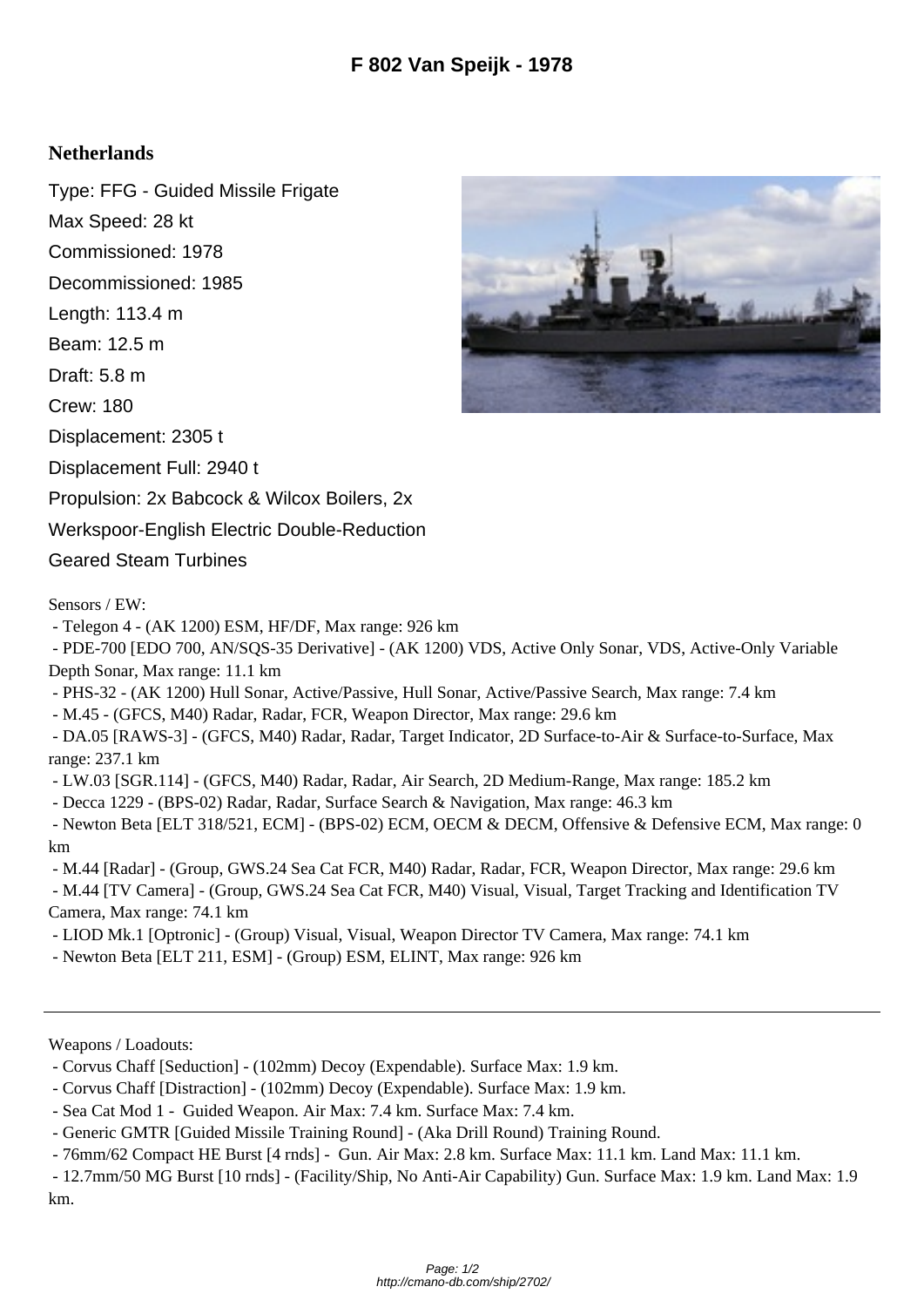# F 802 Van Speijk - 1978

## Netherlands

Type: FFG - Guided Missile Frigate

Max Speed: 28 kt

Commissioned: 1978

Decommissioned: 1985

Length: 113.4 m

Beam: 12.5 m

Draft: 5.8 m

Crew: 180

Displacement: 2305 t

Displacement Full: 2940 t

Propulsion: 2x Babcock & Wilcox Boilers, 2x Werkspoor-English Electric Double-Reduction Geared Steam Turbines

Sensors / EW:

- Telegon 4 - (AK 1200) ESM, HF/DF, Max range: 926 km
- PDE-700 [EDO 700, AN/SQS-35 Derivative] - (AK 1200) VDS, Active Only Sonar, VDS, Active-Only Variable Depth Sonar, Max range: 11.1 km
- PHS-32 - (AK 1200) Hull Sonar, Active/Passive, Hull Sonar, Active/Passive Search, Max range: 7.4 km
- M.45 - (GFCS, M40) Radar, Radar, FCR, Weapon Director, Max range: 29.6 km
- DA.05 [RAWS-3] - (GFCS, M40) Radar, Radar, Target Indicator, 2D Surface-to-Air & Surface-to-Surface, Max range: 237.1 km
- LW.03 [SGR.114] - (GFCS, M40) Radar, Radar, Air Search, 2D Medium-Range, Max range: 185.2 km
- Decca 1229 - (BPS-02) Radar, Radar, Surface Search & Navigation, Max range: 46.3 km
- Newton Beta [ELT 318/521, ECM] - (BPS-02) ECM, OECM & DECM, Offensive & Defensive ECM, Max range: 0 km
- M.44 [Radar] - (Group, GWS.24 Sea Cat FCR, M40) Radar, Radar, FCR, Weapon Director, Max range: 29.6 km
- M.44 [TV Camera] - (Group, GWS.24 Sea Cat FCR, M40) Visual, Visual, Target Tracking and Identification TV Camera, Max range: 74.1 km
- LIOD Mk.1 [Optronic] - (Group) Visual, Visual, Weapon Director TV Camera, Max range: 74.1 km
- Newton Beta [ELT 211, ESM] - (Group) ESM, ELINT, Max range: 926 km

---

Weapons / Loadouts:

- Corvus Chaff [Seduction] - (102mm) Decoy (Expendable). Surface Max: 1.9 km.
- Corvus Chaff [Distraction] - (102mm) Decoy (Expendable). Surface Max: 1.9 km.
- Sea Cat Mod 1 - Guided Weapon. Air Max: 7.4 km. Surface Max: 7.4 km.
- Generic GMTR [Guided Missile Training Round] - (Aka Drill Round) Training Round.
- 76mm/62 Compact HE Burst [4 rnds] - Gun. Air Max: 2.8 km. Surface Max: 11.1 km. Land Max: 11.1 km.
- 12.7mm/50 MG Burst [10 rnds] - (Facility/Ship, No Anti-Air Capability) Gun. Surface Max: 1.9 km. Land Max: 1.9 km.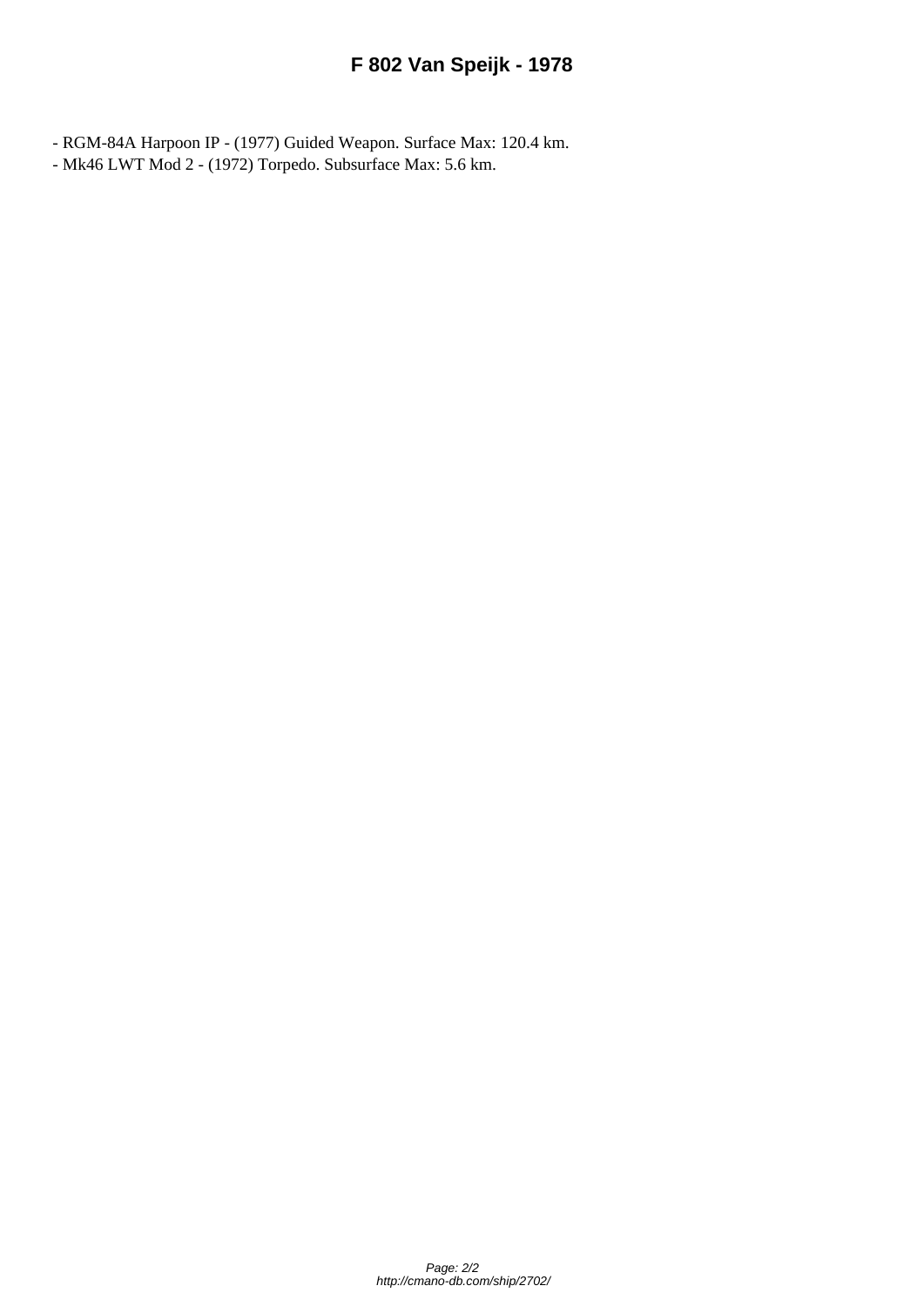- RGM-84A Harpoon IP - (1977) Guided Weapon. Surface Max: 120.4 km.
- Mk46 LWT Mod 2 - (1972) Torpedo. Subsurface Max: 5.6 km.